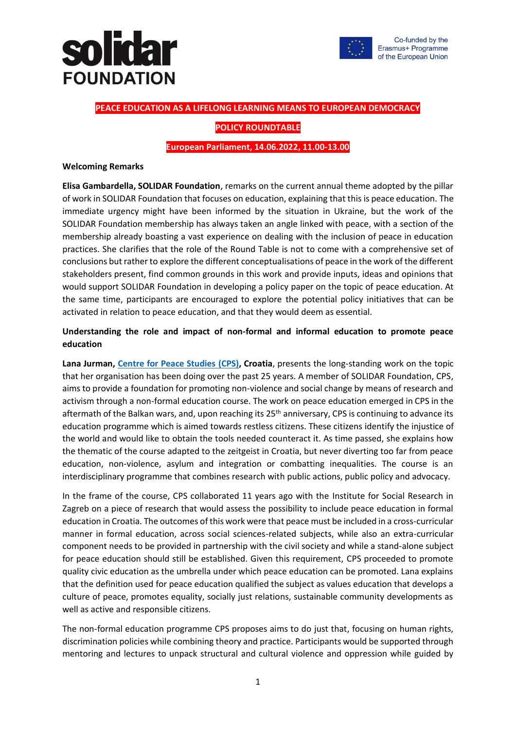solidar FOUNDATION

Co-funded by the Erasmus+ Programme of the European Union

# PEACE EDUCATION AS A LIFELONG LEARNING MEANS TO EUROPEAN DEMOCRACY

## POLICY ROUNDTABLE

**European Parliament, 14.06.2022, 11.00-13.00**

### Welcoming Remarks

**Elisa Gambardella, SOLIDAR Foundation**, remarks on the current annual theme adopted by the pillar of work in SOLIDAR Foundation that focuses on education, explaining that this is peace education. The immediate urgency might have been informed by the situation in Ukraine, but the work of the SOLIDAR Foundation membership has always taken an angle linked with peace, with a section of the membership already boasting a vast experience on dealing with the inclusion of peace in education practices. She clarifies that the role of the Round Table is not to come with a comprehensive set of conclusions but rather to explore the different conceptualisations of peace in the work of the different stakeholders present, find common grounds in this work and provide inputs, ideas and opinions that would support SOLIDAR Foundation in developing a policy paper on the topic of peace education. At the same time, participants are encouraged to explore the potential policy initiatives that can be activated in relation to peace education, and that they would deem as essential.

### Understanding the role and impact of non-formal and informal education to promote peace education

**Lana Jurman, Centre for Peace Studies (CPS), Croatia**, presents the long-standing work on the topic that her organisation has been doing over the past 25 years. A member of SOLIDAR Foundation, CPS, aims to provide a foundation for promoting non-violence and social change by means of research and activism through a non-formal education course. The work on peace education emerged in CPS in the aftermath of the Balkan wars, and, upon reaching its 25th anniversary, CPS is continuing to advance its education programme which is aimed towards restless citizens. These citizens identify the injustice of the world and would like to obtain the tools needed counteract it. As time passed, she explains how the thematic of the course adapted to the zeitgeist in Croatia, but never diverting too far from peace education, non-violence, asylum and integration or combatting inequalities. The course is an interdisciplinary programme that combines research with public actions, public policy and advocacy.

In the frame of the course, CPS collaborated 11 years ago with the Institute for Social Research in Zagreb on a piece of research that would assess the possibility to include peace education in formal education in Croatia. The outcomes of this work were that peace must be included in a cross-curricular manner in formal education, across social sciences-related subjects, while also an extra-curricular component needs to be provided in partnership with the civil society and while a stand-alone subject for peace education should still be established. Given this requirement, CPS proceeded to promote quality civic education as the umbrella under which peace education can be promoted. Lana explains that the definition used for peace education qualified the subject as values education that develops a culture of peace, promotes equality, socially just relations, sustainable community developments as well as active and responsible citizens.

The non-formal education programme CPS proposes aims to do just that, focusing on human rights, discrimination policies while combining theory and practice. Participants would be supported through mentoring and lectures to unpack structural and cultural violence and oppression while guided by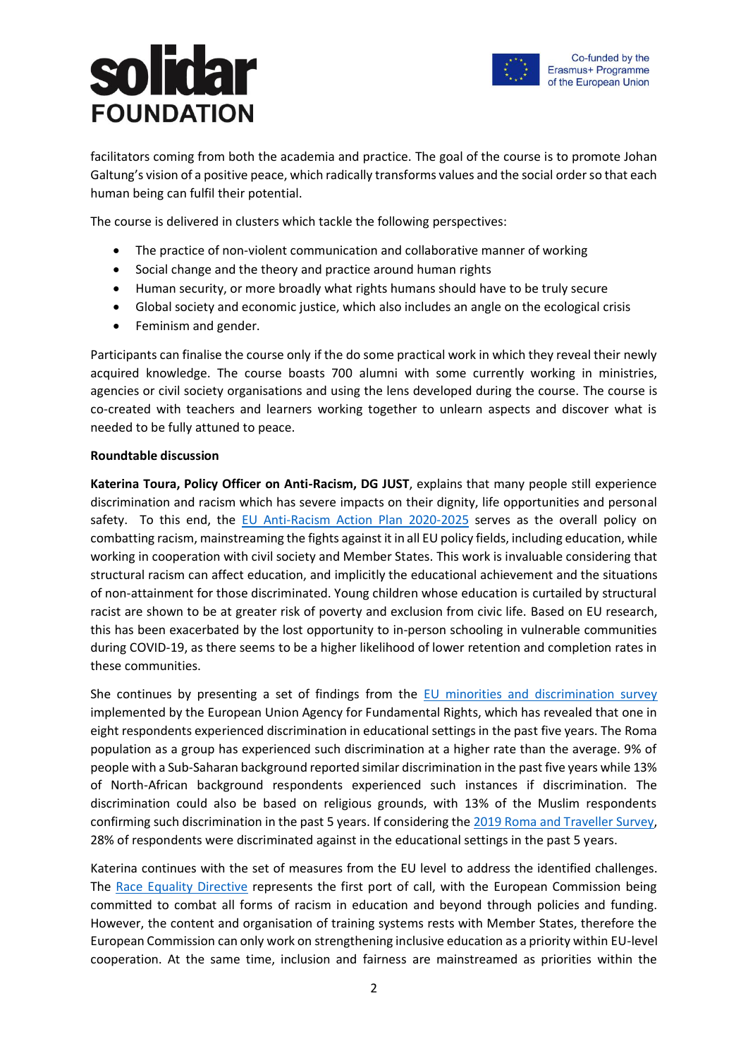facilitators coming from both the academia and practice. The goal of the course is to promote Johan Galtung's vision of a positive peace, which radically transforms values and the social order so that each human being can fulfil their potential.

The course is delivered in clusters which tackle the following perspectives:

- The practice of non-violent communication and collaborative manner of working
- Social change and the theory and practice around human rights
- Human security, or more broadly what rights humans should have to be truly secure
- Global society and economic justice, which also includes an angle on the ecological crisis
- Feminism and gender.

Participants can finalise the course only if the do some practical work in which they reveal their newly acquired knowledge. The course boasts 700 alumni with some currently working in ministries, agencies or civil society organisations and using the lens developed during the course. The course is co-created with teachers and learners working together to unlearn aspects and discover what is needed to be fully attuned to peace.

**Roundtable discussion**

**Katerina Toura, Policy Officer on Anti-Racism, DG JUST**, explains that many people still experience discrimination and racism which has severe impacts on their dignity, life opportunities and personal safety. To this end, the EU Anti-Racism Action Plan 2020-2025 serves as the overall policy on combatting racism, mainstreaming the fights against it in all EU policy fields, including education, while working in cooperation with civil society and Member States. This work is invaluable considering that structural racism can affect education, and implicitly the educational achievement and the situations of non-attainment for those discriminated. Young children whose education is curtailed by structural racist are shown to be at greater risk of poverty and exclusion from civic life. Based on EU research, this has been exacerbated by the lost opportunity to in-person schooling in vulnerable communities during COVID-19, as there seems to be a higher likelihood of lower retention and completion rates in these communities.

She continues by presenting a set of findings from the EU minorities and discrimination survey implemented by the European Union Agency for Fundamental Rights, which has revealed that one in eight respondents experienced discrimination in educational settings in the past five years. The Roma population as a group has experienced such discrimination at a higher rate than the average. 9% of people with a Sub-Saharan background reported similar discrimination in the past five years while 13% of North-African background respondents experienced such instances if discrimination. The discrimination could also be based on religious grounds, with 13% of the Muslim respondents confirming such discrimination in the past 5 years. If considering the 2019 Roma and Traveller Survey, 28% of respondents were discriminated against in the educational settings in the past 5 years.

Katerina continues with the set of measures from the EU level to address the identified challenges. The Race Equality Directive represents the first port of call, with the European Commission being committed to combat all forms of racism in education and beyond through policies and funding. However, the content and organisation of training systems rests with Member States, therefore the European Commission can only work on strengthening inclusive education as a priority within EU-level cooperation. At the same time, inclusion and fairness are mainstreamed as priorities within the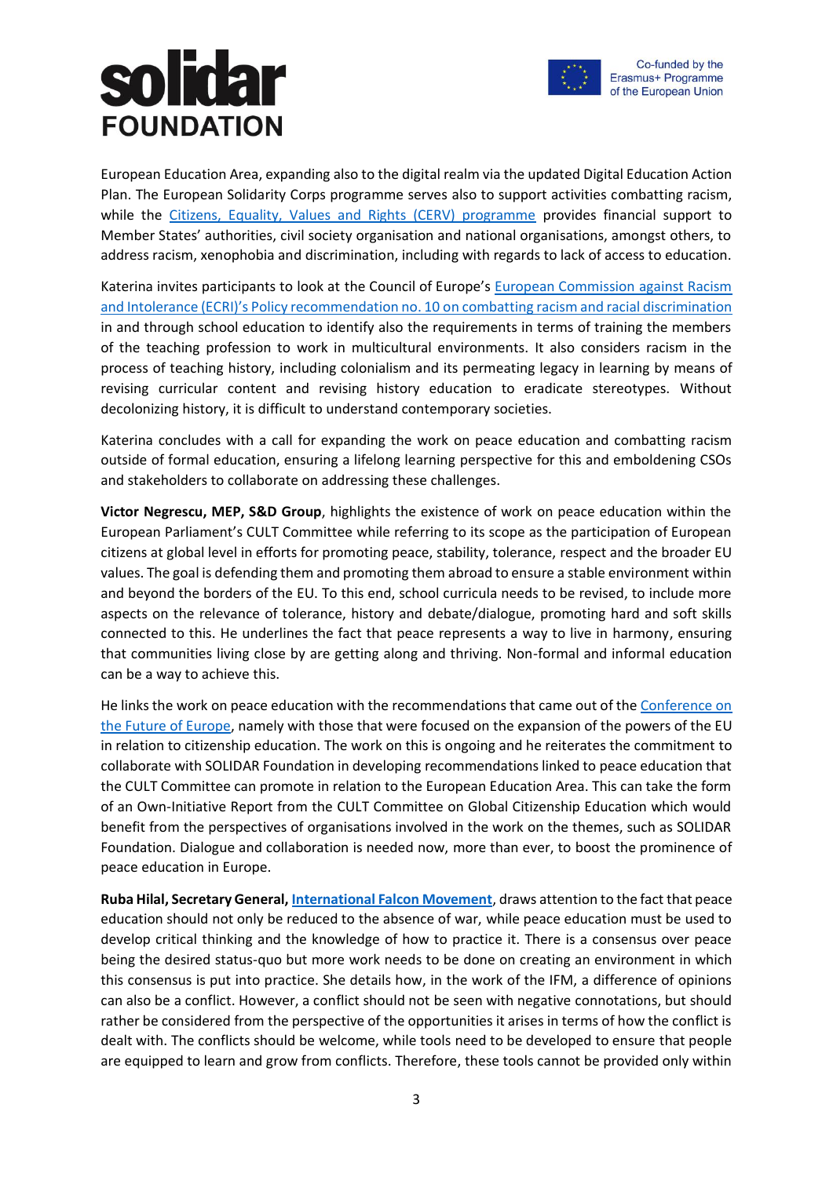European Education Area, expanding also to the digital realm via the updated Digital Education Action Plan. The European Solidarity Corps programme serves also to support activities combatting racism, while the [Citizens, Equality, Values and Rights (CERV) programme]() provides financial support to Member States' authorities, civil society organisation and national organisations, amongst others, to address racism, xenophobia and discrimination, including with regards to lack of access to education.

Katerina invites participants to look at the Council of Europe's [European Commission against Racism and Intolerance (ECRI)'s Policy recommendation no. 10 on combatting racism and racial discrimination]() in and through school education to identify also the requirements in terms of training the members of the teaching profession to work in multicultural environments. It also considers racism in the process of teaching history, including colonialism and its permeating legacy in learning by means of revising curricular content and revising history education to eradicate stereotypes. Without decolonizing history, it is difficult to understand contemporary societies.

Katerina concludes with a call for expanding the work on peace education and combatting racism outside of formal education, ensuring a lifelong learning perspective for this and emboldening CSOs and stakeholders to collaborate on addressing these challenges.

**Victor Negrescu, MEP, S&D Group**, highlights the existence of work on peace education within the European Parliament's CULT Committee while referring to its scope as the participation of European citizens at global level in efforts for promoting peace, stability, tolerance, respect and the broader EU values. The goal is defending them and promoting them abroad to ensure a stable environment within and beyond the borders of the EU. To this end, school curricula needs to be revised, to include more aspects on the relevance of tolerance, history and debate/dialogue, promoting hard and soft skills connected to this. He underlines the fact that peace represents a way to live in harmony, ensuring that communities living close by are getting along and thriving. Non-formal and informal education can be a way to achieve this.

He links the work on peace education with the recommendations that came out of the [Conference on the Future of Europe](), namely with those that were focused on the expansion of the powers of the EU in relation to citizenship education. The work on this is ongoing and he reiterates the commitment to collaborate with SOLIDAR Foundation in developing recommendations linked to peace education that the CULT Committee can promote in relation to the European Education Area. This can take the form of an Own-Initiative Report from the CULT Committee on Global Citizenship Education which would benefit from the perspectives of organisations involved in the work on the themes, such as SOLIDAR Foundation. Dialogue and collaboration is needed now, more than ever, to boost the prominence of peace education in Europe.

**Ruba Hilal, Secretary General, [International Falcon Movement]()**, draws attention to the fact that peace education should not only be reduced to the absence of war, while peace education must be used to develop critical thinking and the knowledge of how to practice it. There is a consensus over peace being the desired status-quo but more work needs to be done on creating an environment in which this consensus is put into practice. She details how, in the work of the IFM, a difference of opinions can also be a conflict. However, a conflict should not be seen with negative connotations, but should rather be considered from the perspective of the opportunities it arises in terms of how the conflict is dealt with. The conflicts should be welcome, while tools need to be developed to ensure that people are equipped to learn and grow from conflicts. Therefore, these tools cannot be provided only within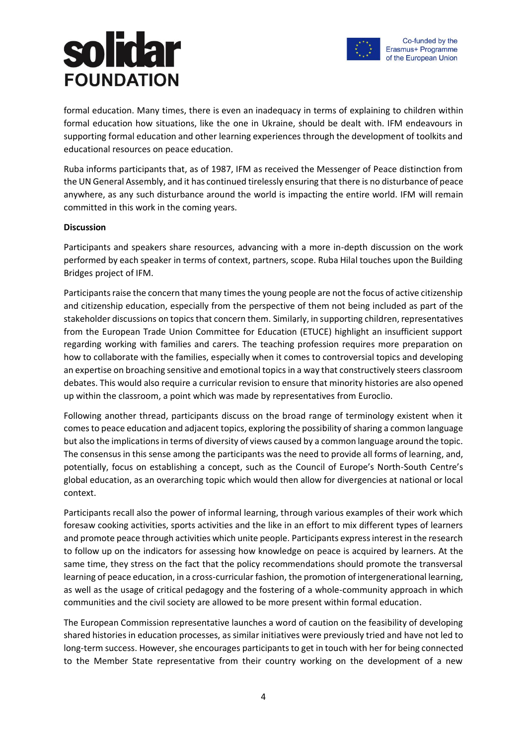formal education. Many times, there is even an inadequacy in terms of explaining to children within formal education how situations, like the one in Ukraine, should be dealt with. IFM endeavours in supporting formal education and other learning experiences through the development of toolkits and educational resources on peace education.

Ruba informs participants that, as of 1987, IFM as received the Messenger of Peace distinction from the UN General Assembly, and it has continued tirelessly ensuring that there is no disturbance of peace anywhere, as any such disturbance around the world is impacting the entire world. IFM will remain committed in this work in the coming years.

**Discussion**

Participants and speakers share resources, advancing with a more in-depth discussion on the work performed by each speaker in terms of context, partners, scope. Ruba Hilal touches upon the Building Bridges project of IFM.

Participants raise the concern that many times the young people are not the focus of active citizenship and citizenship education, especially from the perspective of them not being included as part of the stakeholder discussions on topics that concern them. Similarly, in supporting children, representatives from the European Trade Union Committee for Education (ETUCE) highlight an insufficient support regarding working with families and carers. The teaching profession requires more preparation on how to collaborate with the families, especially when it comes to controversial topics and developing an expertise on broaching sensitive and emotional topics in a way that constructively steers classroom debates. This would also require a curricular revision to ensure that minority histories are also opened up within the classroom, a point which was made by representatives from Euroclio.

Following another thread, participants discuss on the broad range of terminology existent when it comes to peace education and adjacent topics, exploring the possibility of sharing a common language but also the implications in terms of diversity of views caused by a common language around the topic. The consensus in this sense among the participants was the need to provide all forms of learning, and, potentially, focus on establishing a concept, such as the Council of Europe's North-South Centre's global education, as an overarching topic which would then allow for divergencies at national or local context.

Participants recall also the power of informal learning, through various examples of their work which foresaw cooking activities, sports activities and the like in an effort to mix different types of learners and promote peace through activities which unite people. Participants express interest in the research to follow up on the indicators for assessing how knowledge on peace is acquired by learners. At the same time, they stress on the fact that the policy recommendations should promote the transversal learning of peace education, in a cross-curricular fashion, the promotion of intergenerational learning, as well as the usage of critical pedagogy and the fostering of a whole-community approach in which communities and the civil society are allowed to be more present within formal education.

The European Commission representative launches a word of caution on the feasibility of developing shared histories in education processes, as similar initiatives were previously tried and have not led to long-term success. However, she encourages participants to get in touch with her for being connected to the Member State representative from their country working on the development of a new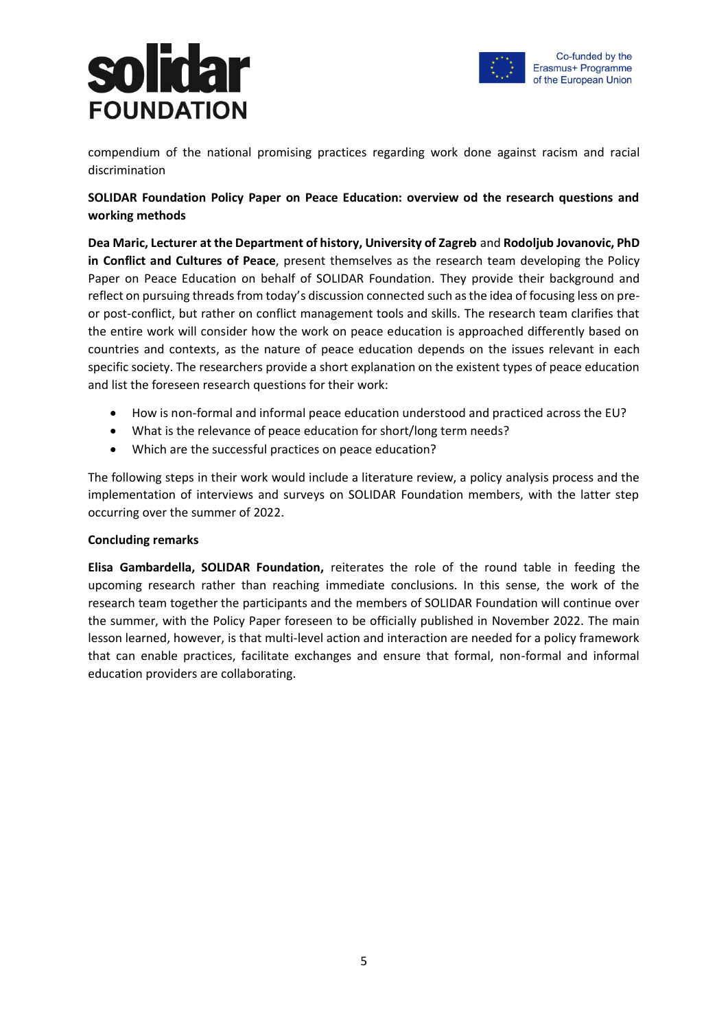compendium of the national promising practices regarding work done against racism and racial discrimination

**SOLIDAR Foundation Policy Paper on Peace Education: overview od the research questions and working methods**

**Dea Maric, Lecturer at the Department of history, University of Zagreb** and **Rodoljub Jovanovic, PhD in Conflict and Cultures of Peace**, present themselves as the research team developing the Policy Paper on Peace Education on behalf of SOLIDAR Foundation. They provide their background and reflect on pursuing threads from today's discussion connected such as the idea of focusing less on pre- or post-conflict, but rather on conflict management tools and skills. The research team clarifies that the entire work will consider how the work on peace education is approached differently based on countries and contexts, as the nature of peace education depends on the issues relevant in each specific society. The researchers provide a short explanation on the existent types of peace education and list the foreseen research questions for their work:

- How is non-formal and informal peace education understood and practiced across the EU?
- What is the relevance of peace education for short/long term needs?
- Which are the successful practices on peace education?

The following steps in their work would include a literature review, a policy analysis process and the implementation of interviews and surveys on SOLIDAR Foundation members, with the latter step occurring over the summer of 2022.

**Concluding remarks**

**Elisa Gambardella, SOLIDAR Foundation,** reiterates the role of the round table in feeding the upcoming research rather than reaching immediate conclusions. In this sense, the work of the research team together the participants and the members of SOLIDAR Foundation will continue over the summer, with the Policy Paper foreseen to be officially published in November 2022. The main lesson learned, however, is that multi-level action and interaction are needed for a policy framework that can enable practices, facilitate exchanges and ensure that formal, non-formal and informal education providers are collaborating.